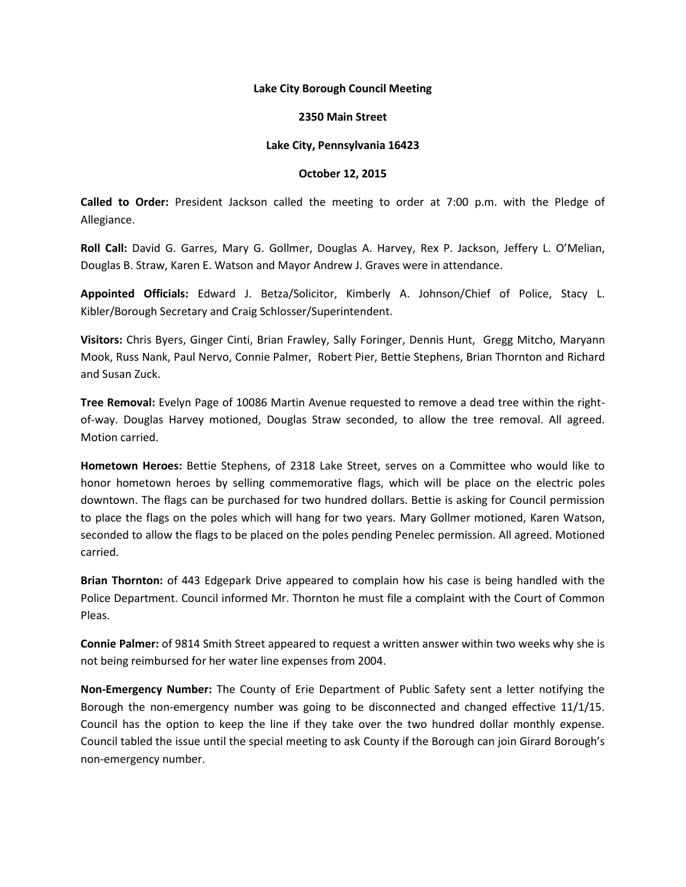**Lake City Borough Council Meeting**

**2350 Main Street**

**Lake City, Pennsylvania 16423**

**October 12, 2015**

**Called to Order:** President Jackson called the meeting to order at 7:00 p.m. with the Pledge of Allegiance.

**Roll Call:** David G. Garres, Mary G. Gollmer, Douglas A. Harvey, Rex P. Jackson, Jeffery L. O'Melian, Douglas B. Straw, Karen E. Watson and Mayor Andrew J. Graves were in attendance.

**Appointed Officials:** Edward J. Betza/Solicitor, Kimberly A. Johnson/Chief of Police, Stacy L. Kibler/Borough Secretary and Craig Schlosser/Superintendent.

**Visitors:** Chris Byers, Ginger Cinti, Brian Frawley, Sally Foringer, Dennis Hunt, Gregg Mitcho, Maryann Mook, Russ Nank, Paul Nervo, Connie Palmer, Robert Pier, Bettie Stephens, Brian Thornton and Richard and Susan Zuck.

**Tree Removal:** Evelyn Page of 10086 Martin Avenue requested to remove a dead tree within the right-of-way. Douglas Harvey motioned, Douglas Straw seconded, to allow the tree removal. All agreed. Motion carried.

**Hometown Heroes:** Bettie Stephens, of 2318 Lake Street, serves on a Committee who would like to honor hometown heroes by selling commemorative flags, which will be place on the electric poles downtown. The flags can be purchased for two hundred dollars. Bettie is asking for Council permission to place the flags on the poles which will hang for two years. Mary Gollmer motioned, Karen Watson, seconded to allow the flags to be placed on the poles pending Penelec permission. All agreed. Motioned carried.

**Brian Thornton:** of 443 Edgepark Drive appeared to complain how his case is being handled with the Police Department. Council informed Mr. Thornton he must file a complaint with the Court of Common Pleas.

**Connie Palmer:** of 9814 Smith Street appeared to request a written answer within two weeks why she is not being reimbursed for her water line expenses from 2004.

**Non-Emergency Number:** The County of Erie Department of Public Safety sent a letter notifying the Borough the non-emergency number was going to be disconnected and changed effective 11/1/15. Council has the option to keep the line if they take over the two hundred dollar monthly expense. Council tabled the issue until the special meeting to ask County if the Borough can join Girard Borough's non-emergency number.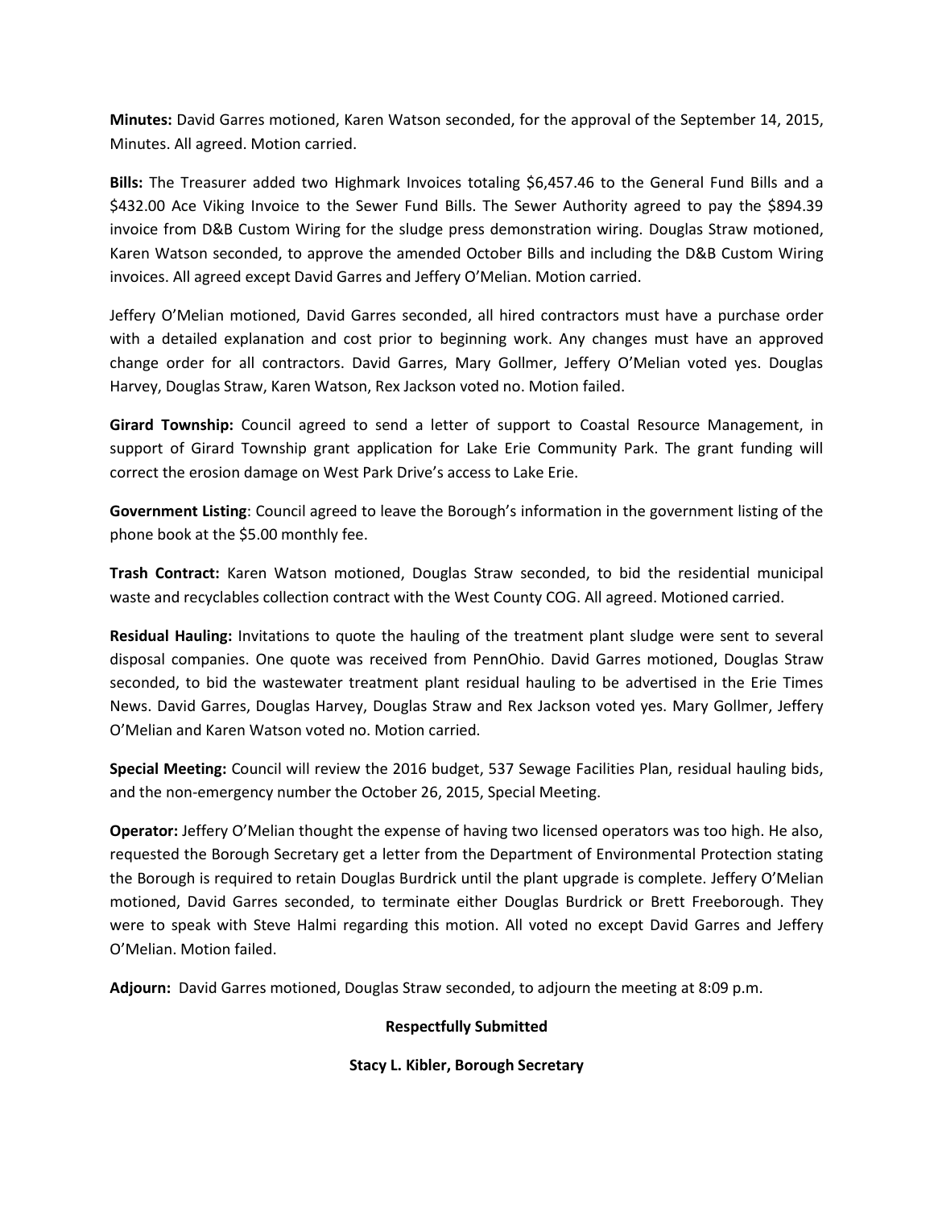**Minutes:** David Garres motioned, Karen Watson seconded, for the approval of the September 14, 2015, Minutes. All agreed. Motion carried.

**Bills:** The Treasurer added two Highmark Invoices totaling $6,457.46 to the General Fund Bills and a $432.00 Ace Viking Invoice to the Sewer Fund Bills. The Sewer Authority agreed to pay the $894.39 invoice from D&B Custom Wiring for the sludge press demonstration wiring. Douglas Straw motioned, Karen Watson seconded, to approve the amended October Bills and including the D&B Custom Wiring invoices. All agreed except David Garres and Jeffery O'Melian. Motion carried.

Jeffery O'Melian motioned, David Garres seconded, all hired contractors must have a purchase order with a detailed explanation and cost prior to beginning work. Any changes must have an approved change order for all contractors. David Garres, Mary Gollmer, Jeffery O'Melian voted yes. Douglas Harvey, Douglas Straw, Karen Watson, Rex Jackson voted no. Motion failed.

**Girard Township:** Council agreed to send a letter of support to Coastal Resource Management, in support of Girard Township grant application for Lake Erie Community Park. The grant funding will correct the erosion damage on West Park Drive's access to Lake Erie.

**Government Listing**: Council agreed to leave the Borough's information in the government listing of the phone book at the $5.00 monthly fee.

**Trash Contract:** Karen Watson motioned, Douglas Straw seconded, to bid the residential municipal waste and recyclables collection contract with the West County COG. All agreed. Motioned carried.

**Residual Hauling:** Invitations to quote the hauling of the treatment plant sludge were sent to several disposal companies. One quote was received from PennOhio. David Garres motioned, Douglas Straw seconded, to bid the wastewater treatment plant residual hauling to be advertised in the Erie Times News. David Garres, Douglas Harvey, Douglas Straw and Rex Jackson voted yes. Mary Gollmer, Jeffery O'Melian and Karen Watson voted no. Motion carried.

**Special Meeting:** Council will review the 2016 budget, 537 Sewage Facilities Plan, residual hauling bids, and the non-emergency number the October 26, 2015, Special Meeting.

**Operator:** Jeffery O'Melian thought the expense of having two licensed operators was too high. He also, requested the Borough Secretary get a letter from the Department of Environmental Protection stating the Borough is required to retain Douglas Burdrick until the plant upgrade is complete. Jeffery O'Melian motioned, David Garres seconded, to terminate either Douglas Burdrick or Brett Freeborough. They were to speak with Steve Halmi regarding this motion. All voted no except David Garres and Jeffery O'Melian. Motion failed.

**Adjourn:** David Garres motioned, Douglas Straw seconded, to adjourn the meeting at 8:09 p.m.

**Respectfully Submitted**

**Stacy L. Kibler, Borough Secretary**